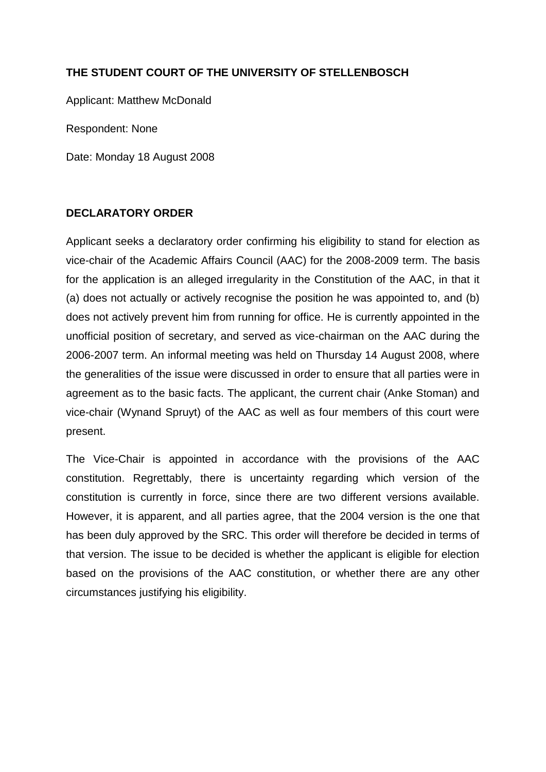**THE STUDENT COURT OF THE UNIVERSITY OF STELLENBOSCH**

Applicant: Matthew McDonald

Respondent: None

Date: Monday 18 August 2008

**DECLARATORY ORDER**

Applicant seeks a declaratory order confirming his eligibility to stand for election as vice-chair of the Academic Affairs Council (AAC) for the 2008-2009 term. The basis for the application is an alleged irregularity in the Constitution of the AAC, in that it (a) does not actually or actively recognise the position he was appointed to, and (b) does not actively prevent him from running for office. He is currently appointed in the unofficial position of secretary, and served as vice-chairman on the AAC during the 2006-2007 term. An informal meeting was held on Thursday 14 August 2008, where the generalities of the issue were discussed in order to ensure that all parties were in agreement as to the basic facts. The applicant, the current chair (Anke Stoman) and vice-chair (Wynand Spruyt) of the AAC as well as four members of this court were present.

The Vice-Chair is appointed in accordance with the provisions of the AAC constitution. Regrettably, there is uncertainty regarding which version of the constitution is currently in force, since there are two different versions available. However, it is apparent, and all parties agree, that the 2004 version is the one that has been duly approved by the SRC. This order will therefore be decided in terms of that version. The issue to be decided is whether the applicant is eligible for election based on the provisions of the AAC constitution, or whether there are any other circumstances justifying his eligibility.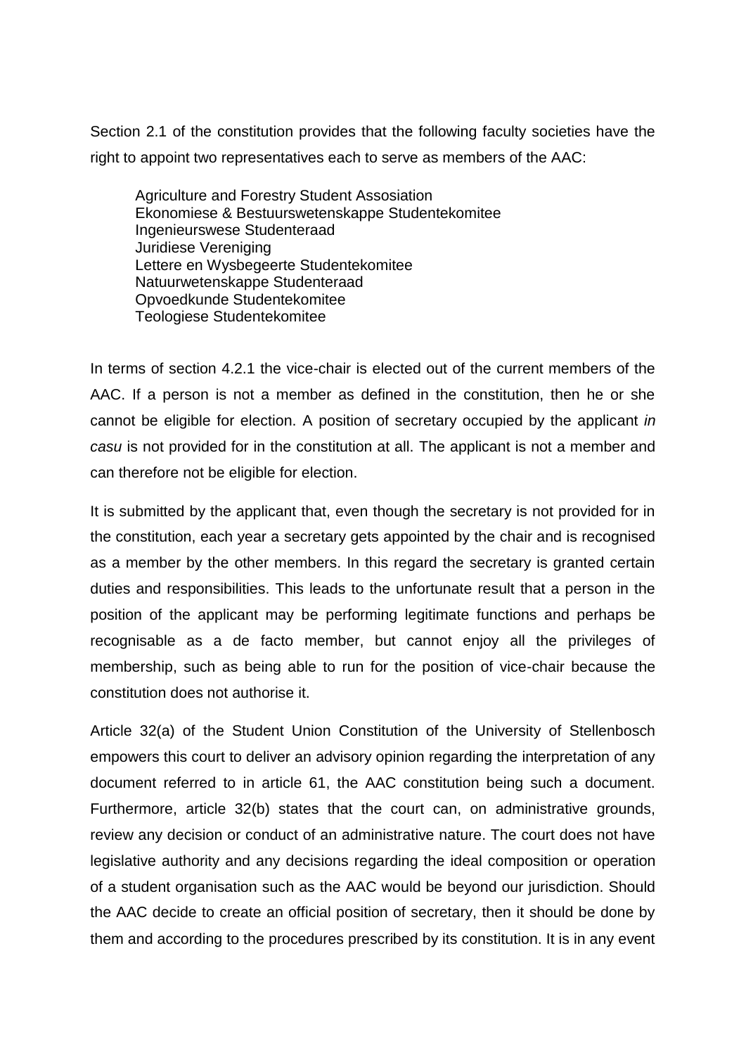Section 2.1 of the constitution provides that the following faculty societies have the right to appoint two representatives each to serve as members of the AAC:

> Agriculture and Forestry Student Assosiation
> Ekonomiese & Bestuurswetenskappe Studentekomitee
> Ingenieurswese Studenteraad
> Juridiese Vereniging
> Lettere en Wysbegeerte Studentekomitee
> Natuurwetenskappe Studenteraad
> Opvoedkunde Studentekomitee
> Teologiese Studentekomitee

In terms of section 4.2.1 the vice-chair is elected out of the current members of the AAC. If a person is not a member as defined in the constitution, then he or she cannot be eligible for election. A position of secretary occupied by the applicant *in casu* is not provided for in the constitution at all. The applicant is not a member and can therefore not be eligible for election.

It is submitted by the applicant that, even though the secretary is not provided for in the constitution, each year a secretary gets appointed by the chair and is recognised as a member by the other members. In this regard the secretary is granted certain duties and responsibilities. This leads to the unfortunate result that a person in the position of the applicant may be performing legitimate functions and perhaps be recognisable as a de facto member, but cannot enjoy all the privileges of membership, such as being able to run for the position of vice-chair because the constitution does not authorise it.

Article 32(a) of the Student Union Constitution of the University of Stellenbosch empowers this court to deliver an advisory opinion regarding the interpretation of any document referred to in article 61, the AAC constitution being such a document. Furthermore, article 32(b) states that the court can, on administrative grounds, review any decision or conduct of an administrative nature. The court does not have legislative authority and any decisions regarding the ideal composition or operation of a student organisation such as the AAC would be beyond our jurisdiction. Should the AAC decide to create an official position of secretary, then it should be done by them and according to the procedures prescribed by its constitution. It is in any event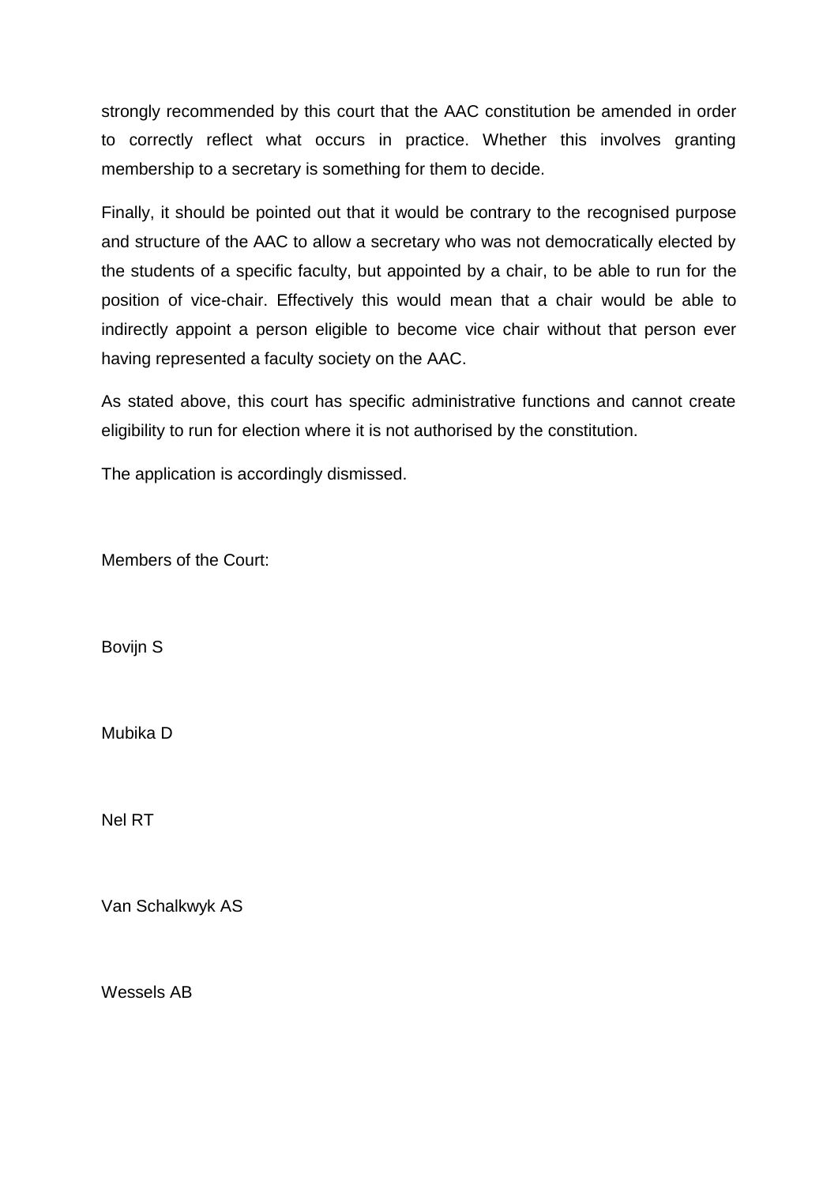strongly recommended by this court that the AAC constitution be amended in order to correctly reflect what occurs in practice. Whether this involves granting membership to a secretary is something for them to decide.

Finally, it should be pointed out that it would be contrary to the recognised purpose and structure of the AAC to allow a secretary who was not democratically elected by the students of a specific faculty, but appointed by a chair, to be able to run for the position of vice-chair. Effectively this would mean that a chair would be able to indirectly appoint a person eligible to become vice chair without that person ever having represented a faculty society on the AAC.

As stated above, this court has specific administrative functions and cannot create eligibility to run for election where it is not authorised by the constitution.

The application is accordingly dismissed.

Members of the Court:

Bovijn S

Mubika D

Nel RT

Van Schalkwyk AS

Wessels AB